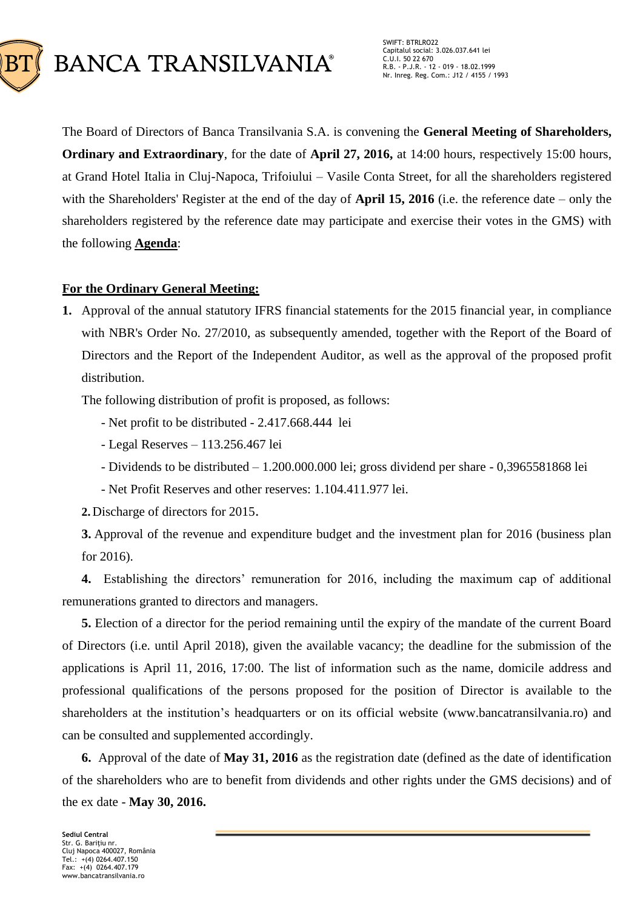The Board of Directors of Banca Transilvania S.A. is convening the **General Meeting of Shareholders, Ordinary and Extraordinary**, for the date of **April 27, 2016,** at 14:00 hours, respectively 15:00 hours, at Grand Hotel Italia in Cluj-Napoca, Trifoiului – Vasile Conta Street, for all the shareholders registered with the Shareholders' Register at the end of the day of **April 15, 2016** (i.e. the reference date – only the shareholders registered by the reference date may participate and exercise their votes in the GMS) with the following **Agenda**:

**For the Ordinary General Meeting:**

**1.** Approval of the annual statutory IFRS financial statements for the 2015 financial year, in compliance with NBR's Order No. 27/2010, as subsequently amended, together with the Report of the Board of Directors and the Report of the Independent Auditor, as well as the approval of the proposed profit distribution.

The following distribution of profit is proposed, as follows:

- Net profit to be distributed - 2.417.668.444 lei
- Legal Reserves – 113.256.467 lei
- Dividends to be distributed – 1.200.000.000 lei; gross dividend per share - 0,3965581868 lei
- Net Profit Reserves and other reserves: 1.104.411.977 lei.

**2.** Discharge of directors for 2015.

**3.** Approval of the revenue and expenditure budget and the investment plan for 2016 (business plan for 2016).

**4.** Establishing the directors' remuneration for 2016, including the maximum cap of additional remunerations granted to directors and managers.

**5.** Election of a director for the period remaining until the expiry of the mandate of the current Board of Directors (i.e. until April 2018), given the available vacancy; the deadline for the submission of the applications is April 11, 2016, 17:00. The list of information such as the name, domicile address and professional qualifications of the persons proposed for the position of Director is available to the shareholders at the institution's headquarters or on its official website (www.bancatransilvania.ro) and can be consulted and supplemented accordingly.

**6.** Approval of the date of **May 31, 2016** as the registration date (defined as the date of identification of the shareholders who are to benefit from dividends and other rights under the GMS decisions) and of the ex date - **May 30, 2016.**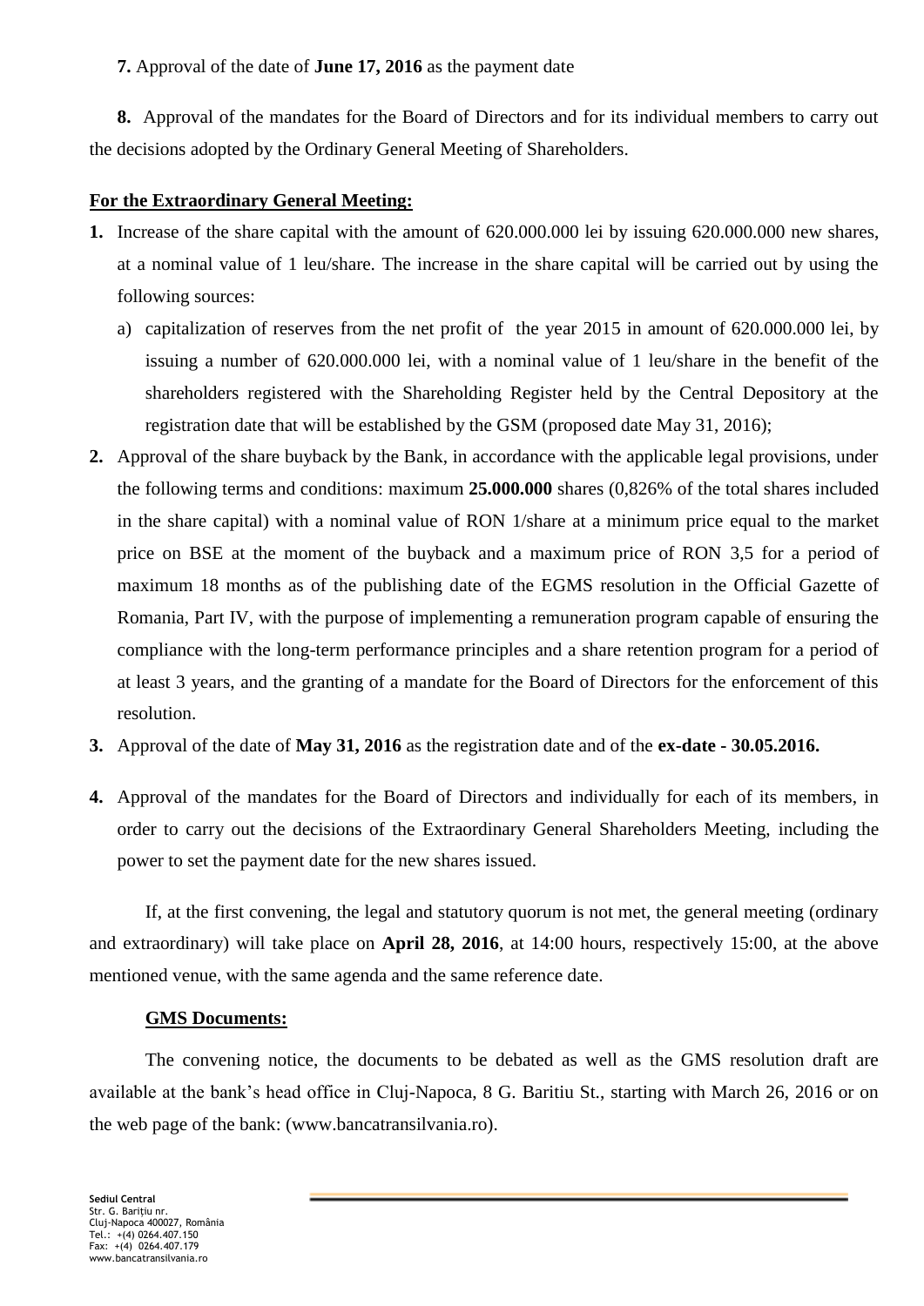**7.** Approval of the date of **June 17, 2016** as the payment date

**8.** Approval of the mandates for the Board of Directors and for its individual members to carry out the decisions adopted by the Ordinary General Meeting of Shareholders.

**For the Extraordinary General Meeting:**

**1.** Increase of the share capital with the amount of 620.000.000 lei by issuing 620.000.000 new shares, at a nominal value of 1 leu/share. The increase in the share capital will be carried out by using the following sources:

   a) capitalization of reserves from the net profit of the year 2015 in amount of 620.000.000 lei, by issuing a number of 620.000.000 lei, with a nominal value of 1 leu/share in the benefit of the shareholders registered with the Shareholding Register held by the Central Depository at the registration date that will be established by the GSM (proposed date May 31, 2016);

**2.** Approval of the share buyback by the Bank, in accordance with the applicable legal provisions, under the following terms and conditions: maximum **25.000.000** shares (0,826% of the total shares included in the share capital) with a nominal value of RON 1/share at a minimum price equal to the market price on BSE at the moment of the buyback and a maximum price of RON 3,5 for a period of maximum 18 months as of the publishing date of the EGMS resolution in the Official Gazette of Romania, Part IV, with the purpose of implementing a remuneration program capable of ensuring the compliance with the long-term performance principles and a share retention program for a period of at least 3 years, and the granting of a mandate for the Board of Directors for the enforcement of this resolution.

**3.** Approval of the date of **May 31, 2016** as the registration date and of the **ex-date - 30.05.2016.**

**4.** Approval of the mandates for the Board of Directors and individually for each of its members, in order to carry out the decisions of the Extraordinary General Shareholders Meeting, including the power to set the payment date for the new shares issued.

If, at the first convening, the legal and statutory quorum is not met, the general meeting (ordinary and extraordinary) will take place on **April 28, 2016**, at 14:00 hours, respectively 15:00, at the above mentioned venue, with the same agenda and the same reference date.

**GMS Documents:**

The convening notice, the documents to be debated as well as the GMS resolution draft are available at the bank's head office in Cluj-Napoca, 8 G. Baritiu St., starting with March 26, 2016 or on the web page of the bank: (www.bancatransilvania.ro).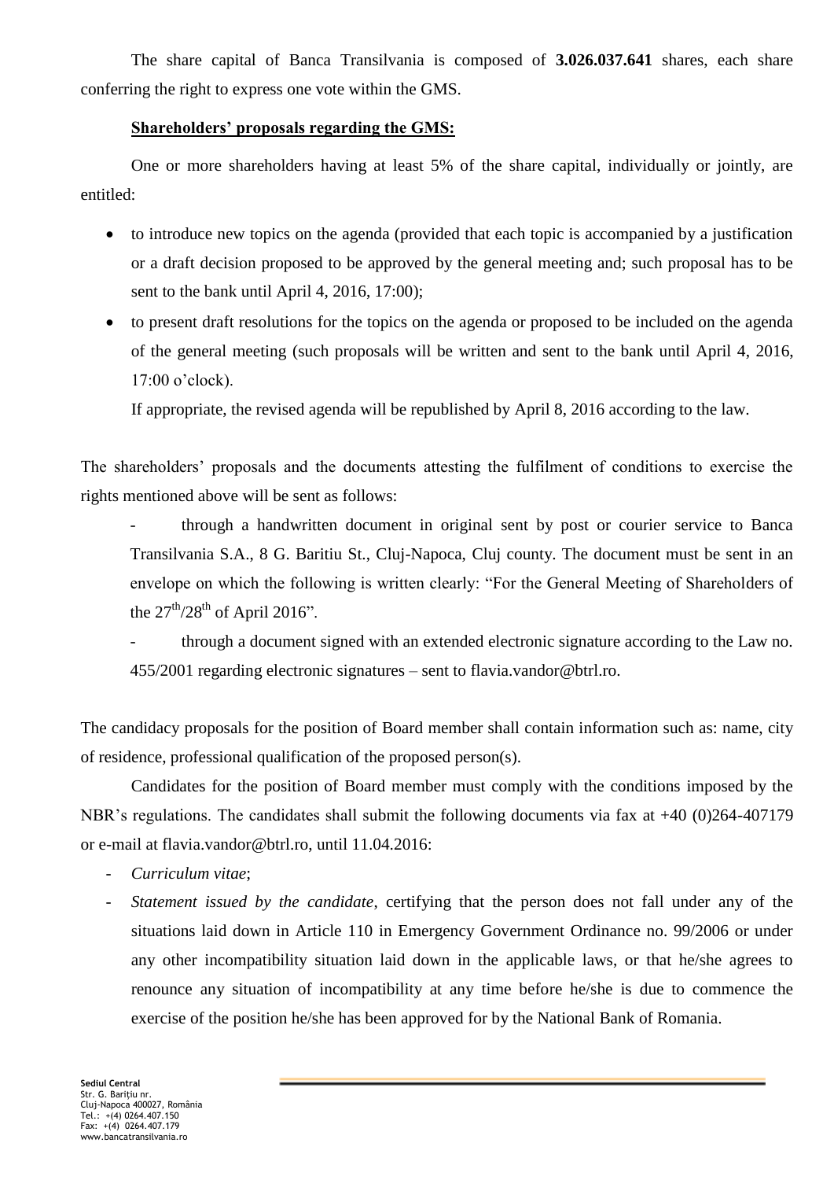The share capital of Banca Transilvania is composed of **3.026.037.641** shares, each share conferring the right to express one vote within the GMS.

**Shareholders' proposals regarding the GMS:**

One or more shareholders having at least 5% of the share capital, individually or jointly, are entitled:

- to introduce new topics on the agenda (provided that each topic is accompanied by a justification or a draft decision proposed to be approved by the general meeting and; such proposal has to be sent to the bank until April 4, 2016, 17:00);
- to present draft resolutions for the topics on the agenda or proposed to be included on the agenda of the general meeting (such proposals will be written and sent to the bank until April 4, 2016, 17:00 o'clock).

  If appropriate, the revised agenda will be republished by April 8, 2016 according to the law.

The shareholders' proposals and the documents attesting the fulfilment of conditions to exercise the rights mentioned above will be sent as follows:

- through a handwritten document in original sent by post or courier service to Banca Transilvania S.A., 8 G. Baritiu St., Cluj-Napoca, Cluj county. The document must be sent in an envelope on which the following is written clearly: "For the General Meeting of Shareholders of the 27th/28th of April 2016".
- through a document signed with an extended electronic signature according to the Law no. 455/2001 regarding electronic signatures – sent to flavia.vandor@btrl.ro.

The candidacy proposals for the position of Board member shall contain information such as: name, city of residence, professional qualification of the proposed person(s).

Candidates for the position of Board member must comply with the conditions imposed by the NBR's regulations. The candidates shall submit the following documents via fax at +40 (0)264-407179 or e-mail at flavia.vandor@btrl.ro, until 11.04.2016:

- *Curriculum vitae*;
- *Statement issued by the candidate*, certifying that the person does not fall under any of the situations laid down in Article 110 in Emergency Government Ordinance no. 99/2006 or under any other incompatibility situation laid down in the applicable laws, or that he/she agrees to renounce any situation of incompatibility at any time before he/she is due to commence the exercise of the position he/she has been approved for by the National Bank of Romania.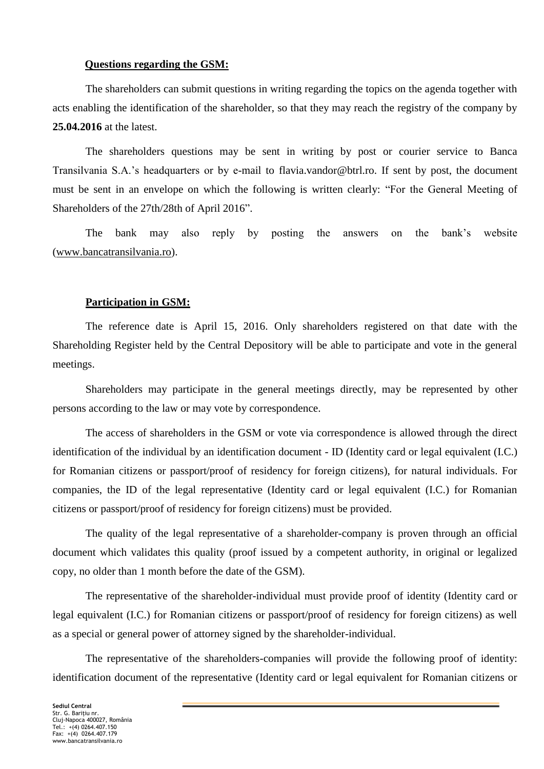**Questions regarding the GSM:**

The shareholders can submit questions in writing regarding the topics on the agenda together with acts enabling the identification of the shareholder, so that they may reach the registry of the company by **25.04.2016** at the latest.

The shareholders questions may be sent in writing by post or courier service to Banca Transilvania S.A.'s headquarters or by e-mail to flavia.vandor@btrl.ro. If sent by post, the document must be sent in an envelope on which the following is written clearly: "For the General Meeting of Shareholders of the 27th/28th of April 2016".

The bank may also reply by posting the answers on the bank's website (www.bancatransilvania.ro).

**Participation in GSM:**

The reference date is April 15, 2016. Only shareholders registered on that date with the Shareholding Register held by the Central Depository will be able to participate and vote in the general meetings.

Shareholders may participate in the general meetings directly, may be represented by other persons according to the law or may vote by correspondence.

The access of shareholders in the GSM or vote via correspondence is allowed through the direct identification of the individual by an identification document - ID (Identity card or legal equivalent (I.C.) for Romanian citizens or passport/proof of residency for foreign citizens), for natural individuals. For companies, the ID of the legal representative (Identity card or legal equivalent (I.C.) for Romanian citizens or passport/proof of residency for foreign citizens) must be provided.

The quality of the legal representative of a shareholder-company is proven through an official document which validates this quality (proof issued by a competent authority, in original or legalized copy, no older than 1 month before the date of the GSM).

The representative of the shareholder-individual must provide proof of identity (Identity card or legal equivalent (I.C.) for Romanian citizens or passport/proof of residency for foreign citizens) as well as a special or general power of attorney signed by the shareholder-individual.

The representative of the shareholders-companies will provide the following proof of identity: identification document of the representative (Identity card or legal equivalent for Romanian citizens or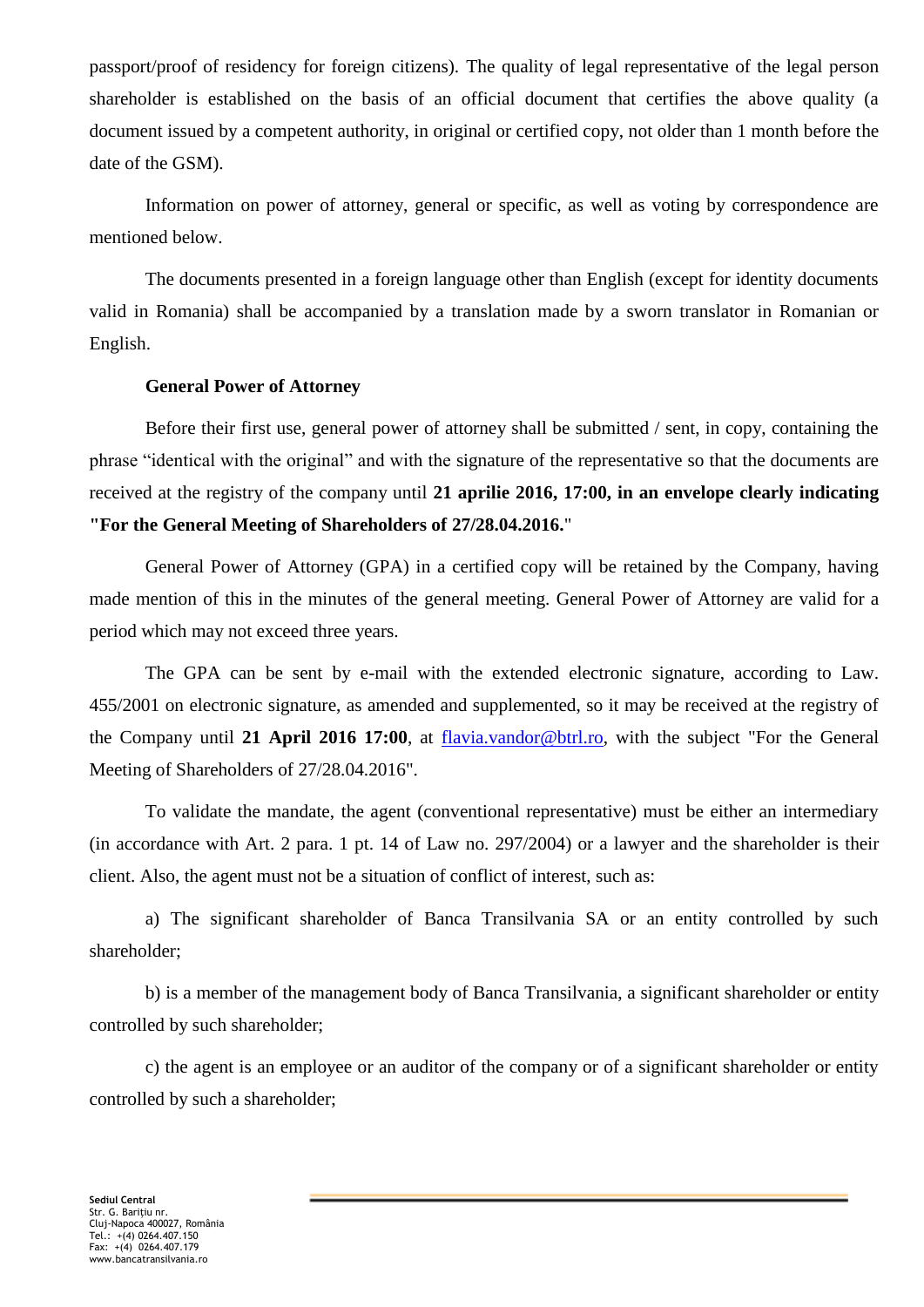passport/proof of residency for foreign citizens). The quality of legal representative of the legal person shareholder is established on the basis of an official document that certifies the above quality (a document issued by a competent authority, in original or certified copy, not older than 1 month before the date of the GSM).

Information on power of attorney, general or specific, as well as voting by correspondence are mentioned below.

The documents presented in a foreign language other than English (except for identity documents valid in Romania) shall be accompanied by a translation made by a sworn translator in Romanian or English.

**General Power of Attorney**

Before their first use, general power of attorney shall be submitted / sent, in copy, containing the phrase "identical with the original" and with the signature of the representative so that the documents are received at the registry of the company until **21 aprilie 2016, 17:00, in an envelope clearly indicating "For the General Meeting of Shareholders of 27/28.04.2016.**"

General Power of Attorney (GPA) in a certified copy will be retained by the Company, having made mention of this in the minutes of the general meeting. General Power of Attorney are valid for a period which may not exceed three years.

The GPA can be sent by e-mail with the extended electronic signature, according to Law. 455/2001 on electronic signature, as amended and supplemented, so it may be received at the registry of the Company until **21 April 2016 17:00**, at flavia.vandor@btrl.ro, with the subject "For the General Meeting of Shareholders of 27/28.04.2016".

To validate the mandate, the agent (conventional representative) must be either an intermediary (in accordance with Art. 2 para. 1 pt. 14 of Law no. 297/2004) or a lawyer and the shareholder is their client. Also, the agent must not be a situation of conflict of interest, such as:

a) The significant shareholder of Banca Transilvania SA or an entity controlled by such shareholder;

b) is a member of the management body of Banca Transilvania, a significant shareholder or entity controlled by such shareholder;

c) the agent is an employee or an auditor of the company or of a significant shareholder or entity controlled by such a shareholder;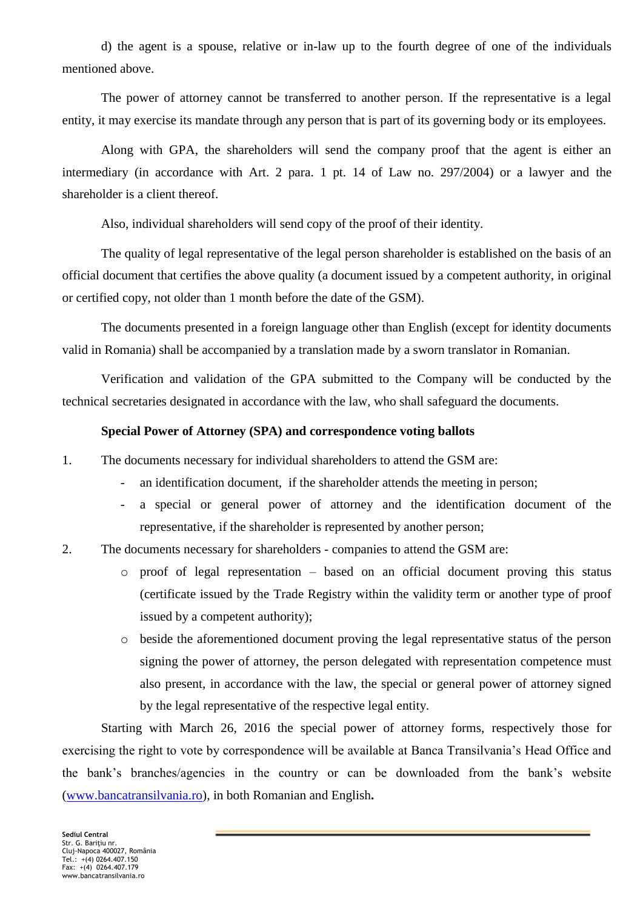d) the agent is a spouse, relative or in-law up to the fourth degree of one of the individuals mentioned above.

The power of attorney cannot be transferred to another person. If the representative is a legal entity, it may exercise its mandate through any person that is part of its governing body or its employees.

Along with GPA, the shareholders will send the company proof that the agent is either an intermediary (in accordance with Art. 2 para. 1 pt. 14 of Law no. 297/2004) or a lawyer and the shareholder is a client thereof.

Also, individual shareholders will send copy of the proof of their identity.

The quality of legal representative of the legal person shareholder is established on the basis of an official document that certifies the above quality (a document issued by a competent authority, in original or certified copy, not older than 1 month before the date of the GSM).

The documents presented in a foreign language other than English (except for identity documents valid in Romania) shall be accompanied by a translation made by a sworn translator in Romanian.

Verification and validation of the GPA submitted to the Company will be conducted by the technical secretaries designated in accordance with the law, who shall safeguard the documents.

**Special Power of Attorney (SPA) and correspondence voting ballots**

1. The documents necessary for individual shareholders to attend the GSM are:
   - an identification document, if the shareholder attends the meeting in person;
   - a special or general power of attorney and the identification document of the representative, if the shareholder is represented by another person;
2. The documents necessary for shareholders - companies to attend the GSM are:
   - proof of legal representation – based on an official document proving this status (certificate issued by the Trade Registry within the validity term or another type of proof issued by a competent authority);
   - beside the aforementioned document proving the legal representative status of the person signing the power of attorney, the person delegated with representation competence must also present, in accordance with the law, the special or general power of attorney signed by the legal representative of the respective legal entity.

Starting with March 26, 2016 the special power of attorney forms, respectively those for exercising the right to vote by correspondence will be available at Banca Transilvania's Head Office and the bank's branches/agencies in the country or can be downloaded from the bank's website (www.bancatransilvania.ro), in both Romanian and English.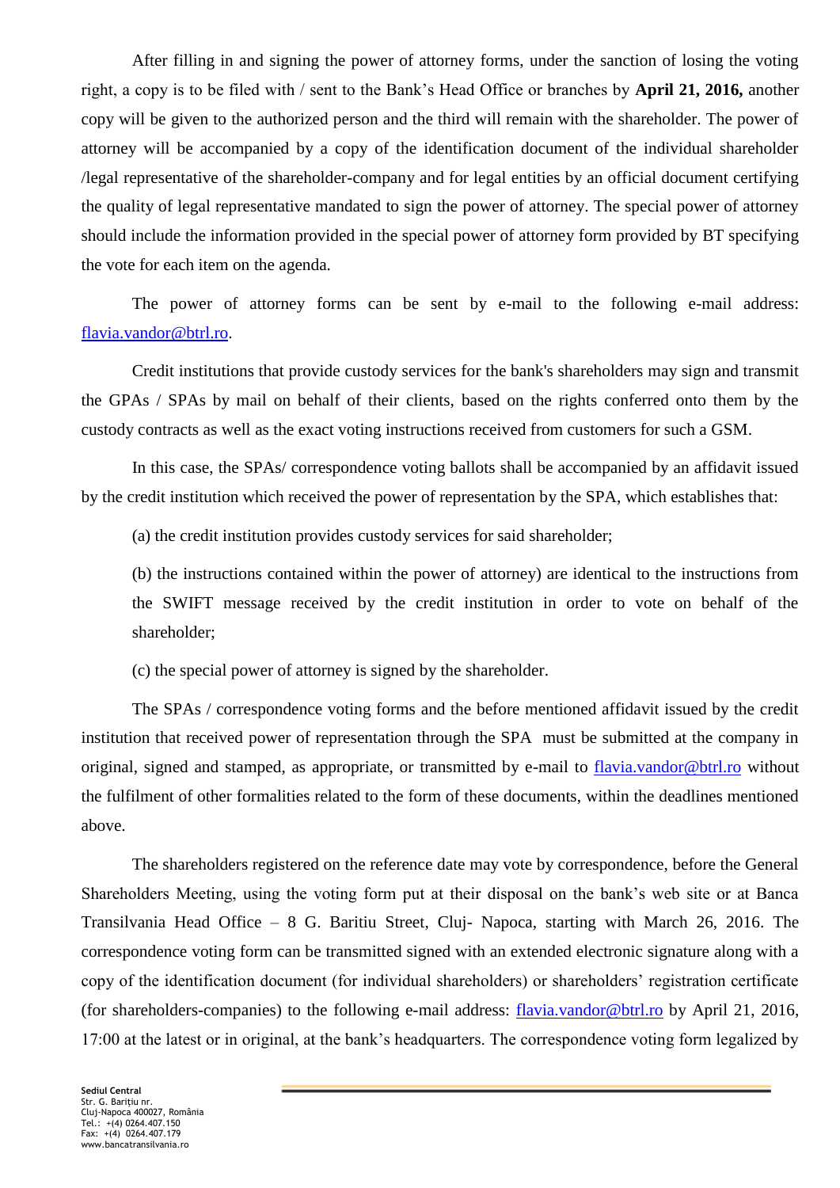After filling in and signing the power of attorney forms, under the sanction of losing the voting right, a copy is to be filed with / sent to the Bank's Head Office or branches by **April 21, 2016,** another copy will be given to the authorized person and the third will remain with the shareholder. The power of attorney will be accompanied by a copy of the identification document of the individual shareholder /legal representative of the shareholder-company and for legal entities by an official document certifying the quality of legal representative mandated to sign the power of attorney. The special power of attorney should include the information provided in the special power of attorney form provided by BT specifying the vote for each item on the agenda.

The power of attorney forms can be sent by e-mail to the following e-mail address: flavia.vandor@btrl.ro.

Credit institutions that provide custody services for the bank's shareholders may sign and transmit the GPAs / SPAs by mail on behalf of their clients, based on the rights conferred onto them by the custody contracts as well as the exact voting instructions received from customers for such a GSM.

In this case, the SPAs/ correspondence voting ballots shall be accompanied by an affidavit issued by the credit institution which received the power of representation by the SPA, which establishes that:

(a) the credit institution provides custody services for said shareholder;

(b) the instructions contained within the power of attorney) are identical to the instructions from the SWIFT message received by the credit institution in order to vote on behalf of the shareholder;

(c) the special power of attorney is signed by the shareholder.

The SPAs / correspondence voting forms and the before mentioned affidavit issued by the credit institution that received power of representation through the SPA must be submitted at the company in original, signed and stamped, as appropriate, or transmitted by e-mail to flavia.vandor@btrl.ro without the fulfilment of other formalities related to the form of these documents, within the deadlines mentioned above.

The shareholders registered on the reference date may vote by correspondence, before the General Shareholders Meeting, using the voting form put at their disposal on the bank's web site or at Banca Transilvania Head Office – 8 G. Baritiu Street, Cluj- Napoca, starting with March 26, 2016. The correspondence voting form can be transmitted signed with an extended electronic signature along with a copy of the identification document (for individual shareholders) or shareholders' registration certificate (for shareholders-companies) to the following e-mail address: flavia.vandor@btrl.ro by April 21, 2016, 17:00 at the latest or in original, at the bank's headquarters. The correspondence voting form legalized by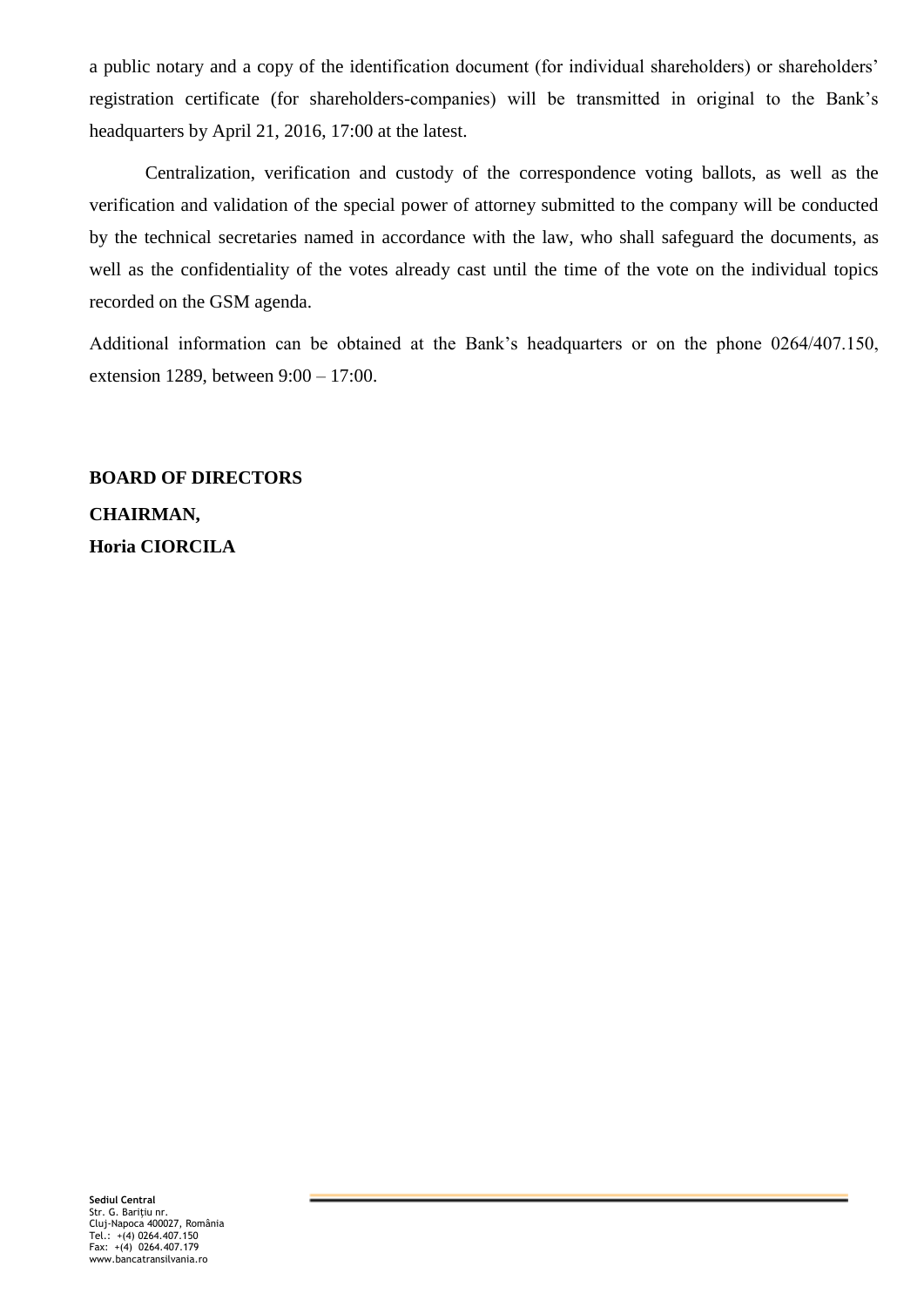a public notary and a copy of the identification document (for individual shareholders) or shareholders' registration certificate (for shareholders-companies) will be transmitted in original to the Bank's headquarters by April 21, 2016, 17:00 at the latest.

Centralization, verification and custody of the correspondence voting ballots, as well as the verification and validation of the special power of attorney submitted to the company will be conducted by the technical secretaries named in accordance with the law, who shall safeguard the documents, as well as the confidentiality of the votes already cast until the time of the vote on the individual topics recorded on the GSM agenda.

Additional information can be obtained at the Bank's headquarters or on the phone 0264/407.150, extension 1289, between 9:00 – 17:00.

**BOARD OF DIRECTORS**

**CHAIRMAN,**

**Horia CIORCILA**